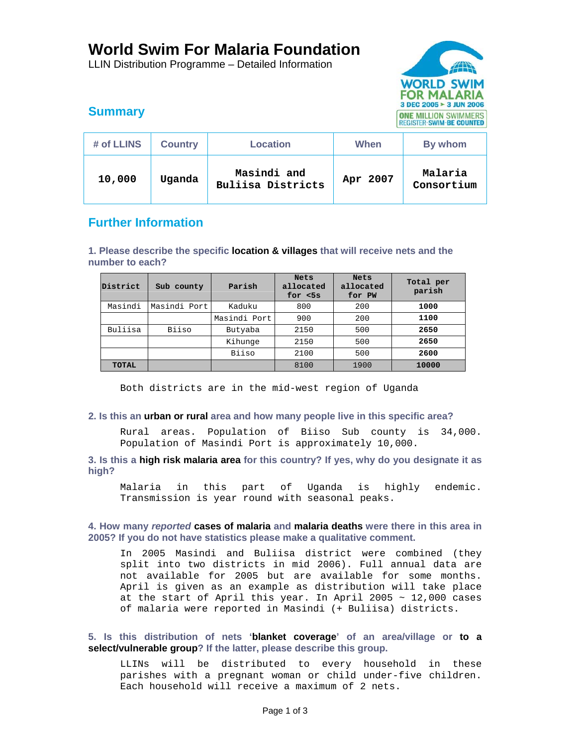# World Swim For Malaria Foundation

LLIN Distribution Programme – Detailed Information

## Summary

| # of LLINS | Country | Location | When | By whom |
|---|---|---|---|---|
| **10,000** | **Uganda** | **Masindi and Buliisa Districts** | **Apr 2007** | **Malaria Consortium** |

## Further Information

**1. Please describe the specific location & villages that will receive nets and the number to each?**

| District | Sub county | Parish | Nets allocated for <5s | Nets allocated for PW | Total per parish |
|---|---|---|---|---|---|
| Masindi | Masindi Port | Kaduku | 800 | 200 | **1000** |
| | | Masindi Port | 900 | 200 | **1100** |
| Buliisa | Biiso | Butyaba | 2150 | 500 | **2650** |
| | | Kihunge | 2150 | 500 | **2650** |
| | | Biiso | 2100 | 500 | **2600** |
| **TOTAL** | | | 8100 | 1900 | **10000** |

Both districts are in the mid-west region of Uganda

**2. Is this an urban or rural area and how many people live in this specific area?**

Rural areas. Population of Biiso Sub county is 34,000. Population of Masindi Port is approximately 10,000.

**3. Is this a high risk malaria area for this country? If yes, why do you designate it as high?**

Malaria in this part of Uganda is highly endemic. Transmission is year round with seasonal peaks.

**4. How many *reported* cases of malaria and malaria deaths were there in this area in 2005? If you do not have statistics please make a qualitative comment.**

In 2005 Masindi and Buliisa district were combined (they split into two districts in mid 2006). Full annual data are not available for 2005 but are available for some months. April is given as an example as distribution will take place at the start of April this year. In April 2005 ~ 12,000 cases of malaria were reported in Masindi (+ Buliisa) districts.

**5. Is this distribution of nets 'blanket coverage' of an area/village or to a select/vulnerable group? If the latter, please describe this group.**

LLINs will be distributed to every household in these parishes with a pregnant woman or child under-five children. Each household will receive a maximum of 2 nets.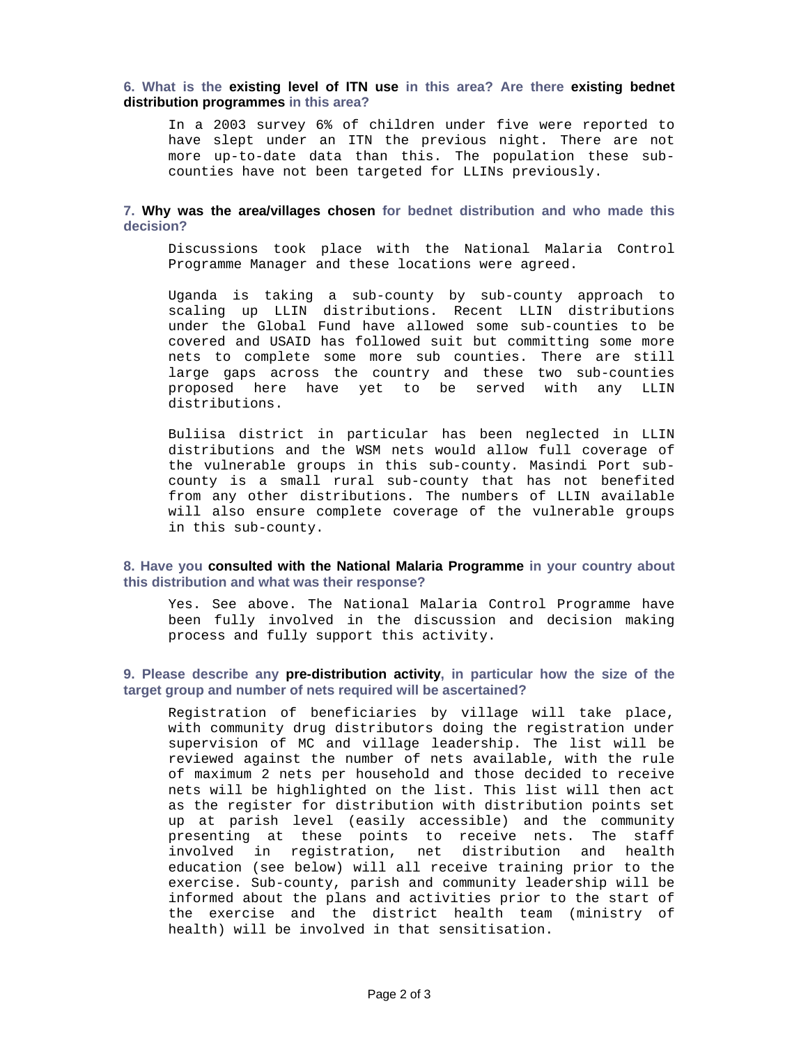**6. What is the existing level of ITN use in this area? Are there existing bednet distribution programmes in this area?**

In a 2003 survey 6% of children under five were reported to have slept under an ITN the previous night. There are not more up-to-date data than this. The population these sub-counties have not been targeted for LLINs previously.

**7. Why was the area/villages chosen for bednet distribution and who made this decision?**

Discussions took place with the National Malaria Control Programme Manager and these locations were agreed.

Uganda is taking a sub-county by sub-county approach to scaling up LLIN distributions. Recent LLIN distributions under the Global Fund have allowed some sub-counties to be covered and USAID has followed suit but committing some more nets to complete some more sub counties. There are still large gaps across the country and these two sub-counties proposed here have yet to be served with any LLIN distributions.

Buliisa district in particular has been neglected in LLIN distributions and the WSM nets would allow full coverage of the vulnerable groups in this sub-county. Masindi Port sub-county is a small rural sub-county that has not benefited from any other distributions. The numbers of LLIN available will also ensure complete coverage of the vulnerable groups in this sub-county.

**8. Have you consulted with the National Malaria Programme in your country about this distribution and what was their response?**

Yes. See above. The National Malaria Control Programme have been fully involved in the discussion and decision making process and fully support this activity.

**9. Please describe any pre-distribution activity, in particular how the size of the target group and number of nets required will be ascertained?**

Registration of beneficiaries by village will take place, with community drug distributors doing the registration under supervision of MC and village leadership. The list will be reviewed against the number of nets available, with the rule of maximum 2 nets per household and those decided to receive nets will be highlighted on the list. This list will then act as the register for distribution with distribution points set up at parish level (easily accessible) and the community presenting at these points to receive nets. The staff involved in registration, net distribution and health education (see below) will all receive training prior to the exercise. Sub-county, parish and community leadership will be informed about the plans and activities prior to the start of the exercise and the district health team (ministry of health) will be involved in that sensitisation.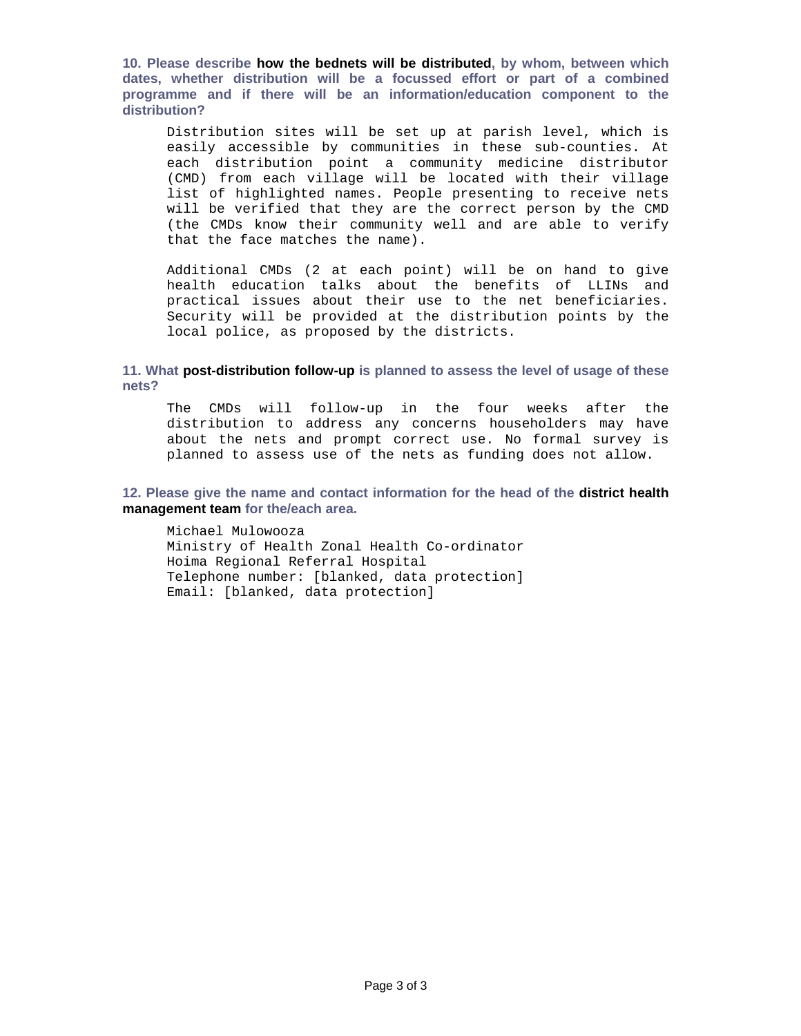**10. Please describe how the bednets will be distributed, by whom, between which dates, whether distribution will be a focussed effort or part of a combined programme and if there will be an information/education component to the distribution?**

Distribution sites will be set up at parish level, which is easily accessible by communities in these sub-counties. At each distribution point a community medicine distributor (CMD) from each village will be located with their village list of highlighted names. People presenting to receive nets will be verified that they are the correct person by the CMD (the CMDs know their community well and are able to verify that the face matches the name).

Additional CMDs (2 at each point) will be on hand to give health education talks about the benefits of LLINs and practical issues about their use to the net beneficiaries. Security will be provided at the distribution points by the local police, as proposed by the districts.

**11. What post-distribution follow-up is planned to assess the level of usage of these nets?**

The CMDs will follow-up in the four weeks after the distribution to address any concerns householders may have about the nets and prompt correct use. No formal survey is planned to assess use of the nets as funding does not allow.

**12. Please give the name and contact information for the head of the district health management team for the/each area.**

Michael Mulowooza
Ministry of Health Zonal Health Co-ordinator
Hoima Regional Referral Hospital
Telephone number: [blanked, data protection]
Email: [blanked, data protection]